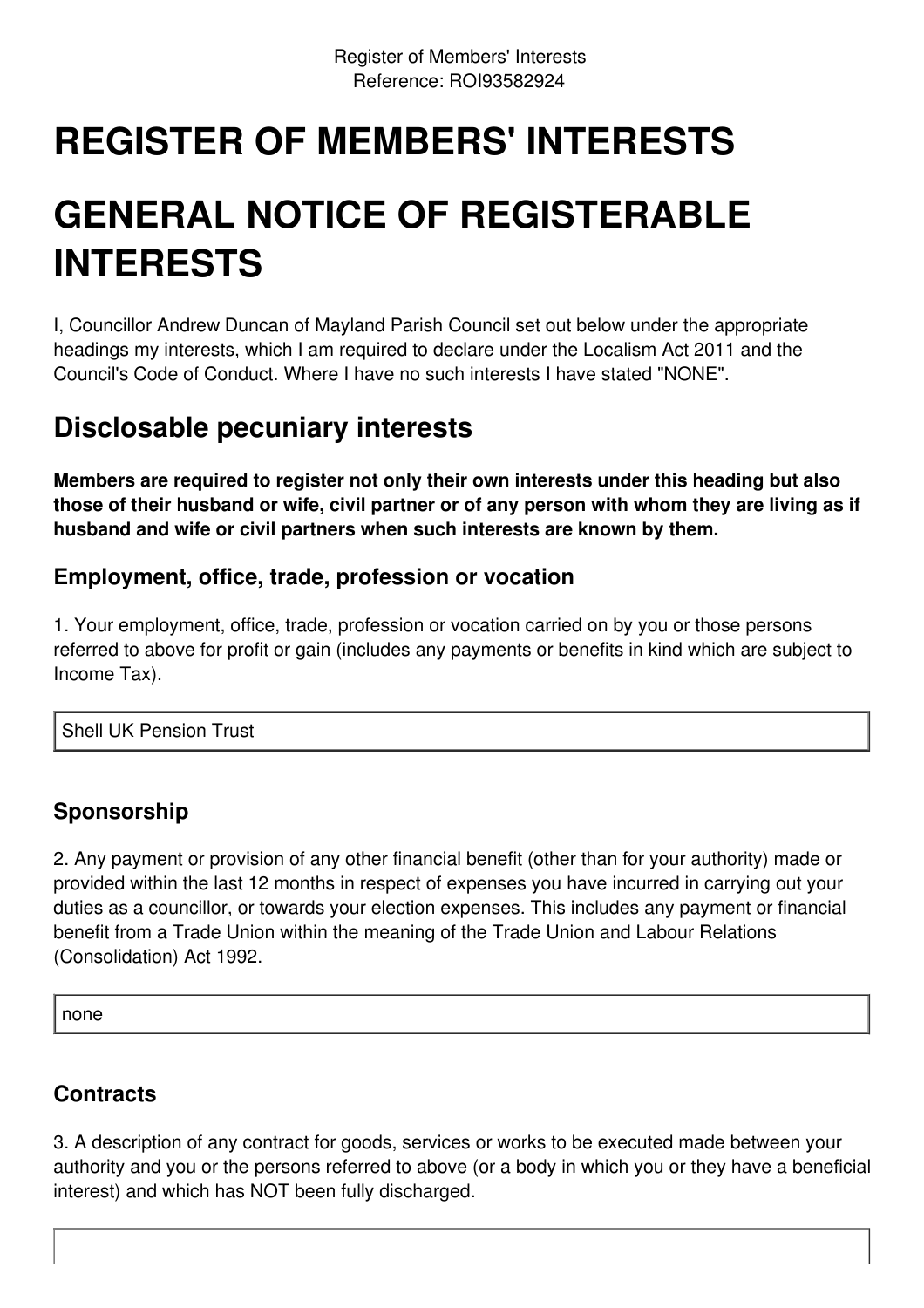# REGISTER OF MEMBERS' INTERESTS

# GENERAL NOTICE OF REGISTERABLE INTERESTS

I, Councillor Andrew Duncan of Mayland Parish Council set out below under the appropriate headings my interests, which I am required to declare under the Localism Act 2011 and the Council's Code of Conduct. Where I have no such interests I have stated "NONE".

## Disclosable pecuniary interests

**Members are required to register not only their own interests under this heading but also those of their husband or wife, civil partner or of any person with whom they are living as if husband and wife or civil partners when such interests are known by them.**

### Employment, office, trade, profession or vocation

1. Your employment, office, trade, profession or vocation carried on by you or those persons referred to above for profit or gain (includes any payments or benefits in kind which are subject to Income Tax).

Shell UK Pension Trust

### Sponsorship

2. Any payment or provision of any other financial benefit (other than for your authority) made or provided within the last 12 months in respect of expenses you have incurred in carrying out your duties as a councillor, or towards your election expenses. This includes any payment or financial benefit from a Trade Union within the meaning of the Trade Union and Labour Relations (Consolidation) Act 1992.

none

### Contracts

3. A description of any contract for goods, services or works to be executed made between your authority and you or the persons referred to above (or a body in which you or they have a beneficial interest) and which has NOT been fully discharged.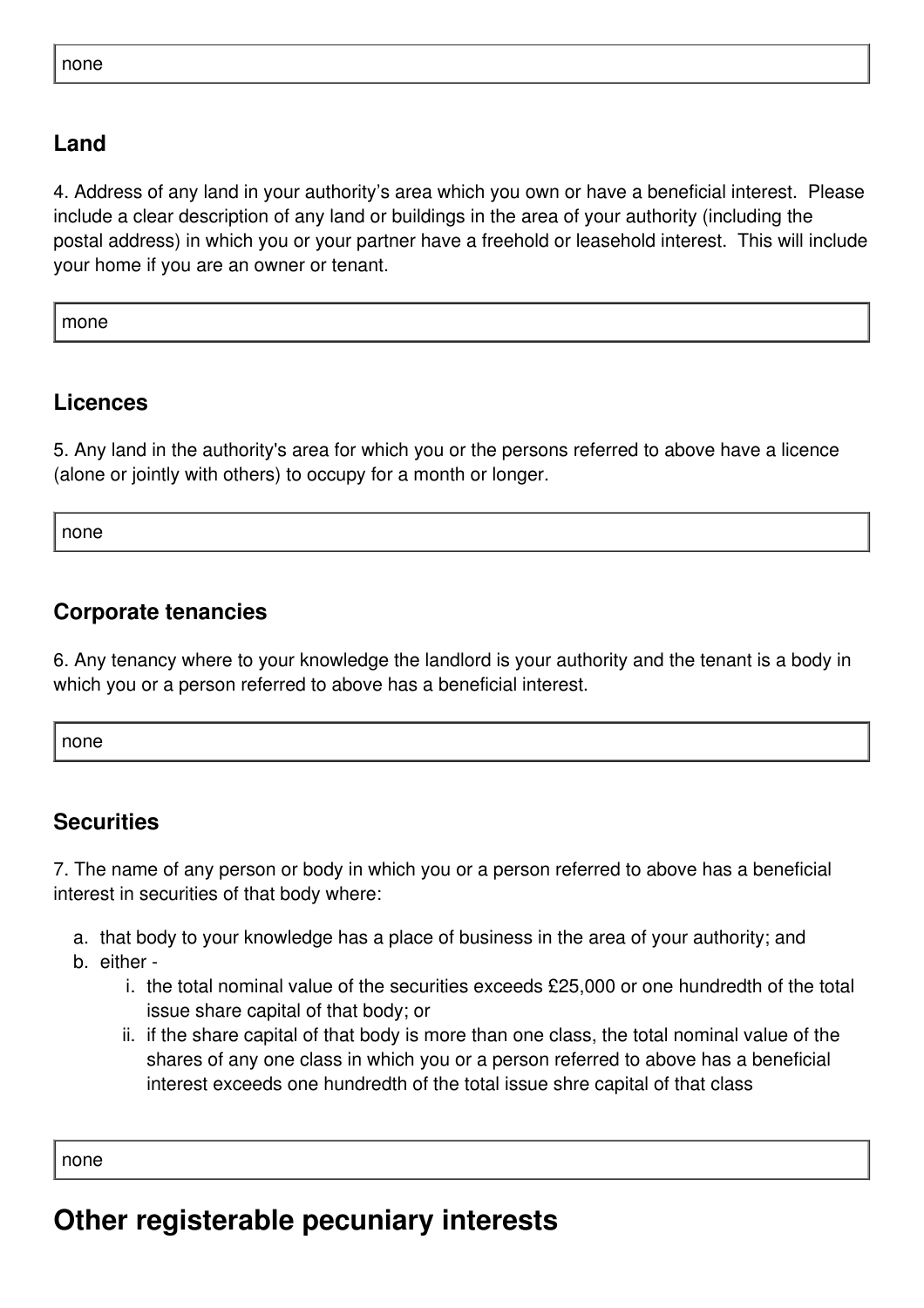none

## Land

4. Address of any land in your authority's area which you own or have a beneficial interest. Please include a clear description of any land or buildings in the area of your authority (including the postal address) in which you or your partner have a freehold or leasehold interest. This will include your home if you are an owner or tenant.

mone

## Licences

5. Any land in the authority's area for which you or the persons referred to above have a licence (alone or jointly with others) to occupy for a month or longer.

none

## Corporate tenancies

6. Any tenancy where to your knowledge the landlord is your authority and the tenant is a body in which you or a person referred to above has a beneficial interest.

none

## Securities

7. The name of any person or body in which you or a person referred to above has a beneficial interest in securities of that body where:

a. that body to your knowledge has a place of business in the area of your authority; and
b. either -
    i. the total nominal value of the securities exceeds £25,000 or one hundredth of the total issue share capital of that body; or
    ii. if the share capital of that body is more than one class, the total nominal value of the shares of any one class in which you or a person referred to above has a beneficial interest exceeds one hundredth of the total issue shre capital of that class

none

# Other registerable pecuniary interests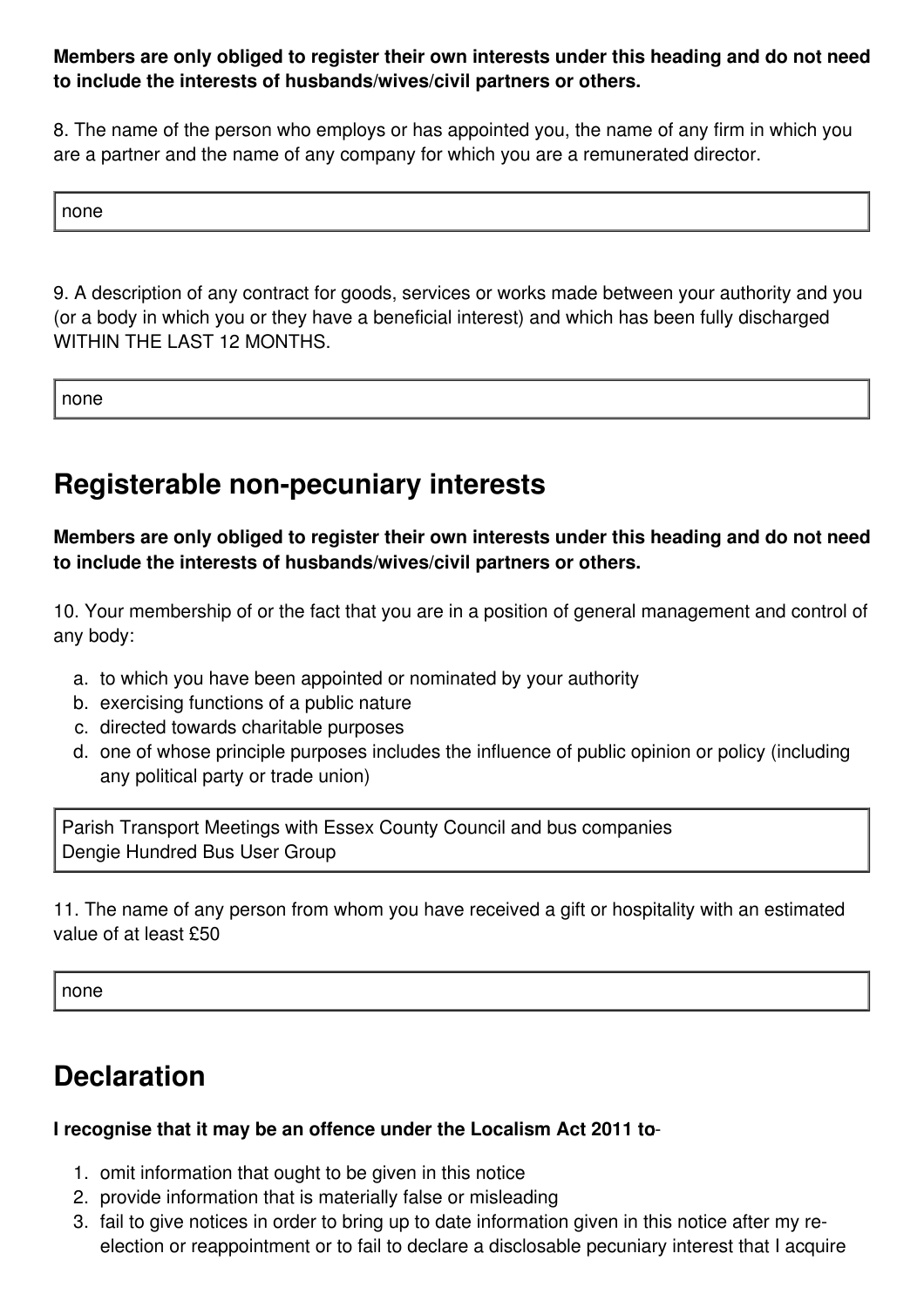**Members are only obliged to register their own interests under this heading and do not need to include the interests of husbands/wives/civil partners or others.**

8. The name of the person who employs or has appointed you, the name of any firm in which you are a partner and the name of any company for which you are a remunerated director.

| none |
|---|

9. A description of any contract for goods, services or works made between your authority and you (or a body in which you or they have a beneficial interest) and which has been fully discharged WITHIN THE LAST 12 MONTHS.

| none |
|---|

## Registerable non-pecuniary interests

**Members are only obliged to register their own interests under this heading and do not need to include the interests of husbands/wives/civil partners or others.**

10. Your membership of or the fact that you are in a position of general management and control of any body:

a. to which you have been appointed or nominated by your authority
b. exercising functions of a public nature
c. directed towards charitable purposes
d. one of whose principle purposes includes the influence of public opinion or policy (including any political party or trade union)

| Parish Transport Meetings with Essex County Council and bus companies<br>Dengie Hundred Bus User Group |
|---|

11. The name of any person from whom you have received a gift or hospitality with an estimated value of at least £50

| none |
|---|

## Declaration

**I recognise that it may be an offence under the Localism Act 2011 to**-

1. omit information that ought to be given in this notice
2. provide information that is materially false or misleading
3. fail to give notices in order to bring up to date information given in this notice after my re-election or reappointment or to fail to declare a disclosable pecuniary interest that I acquire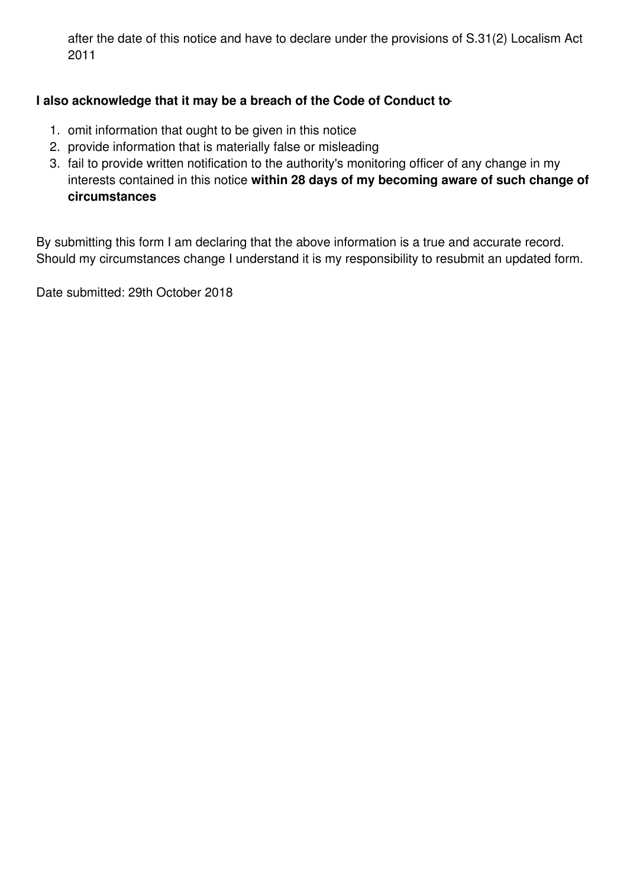after the date of this notice and have to declare under the provisions of S.31(2) Localism Act 2011

**I also acknowledge that it may be a breach of the Code of Conduct to-**

1. omit information that ought to be given in this notice
2. provide information that is materially false or misleading
3. fail to provide written notification to the authority's monitoring officer of any change in my interests contained in this notice **within 28 days of my becoming aware of such change of circumstances**

By submitting this form I am declaring that the above information is a true and accurate record. Should my circumstances change I understand it is my responsibility to resubmit an updated form.

Date submitted: 29th October 2018